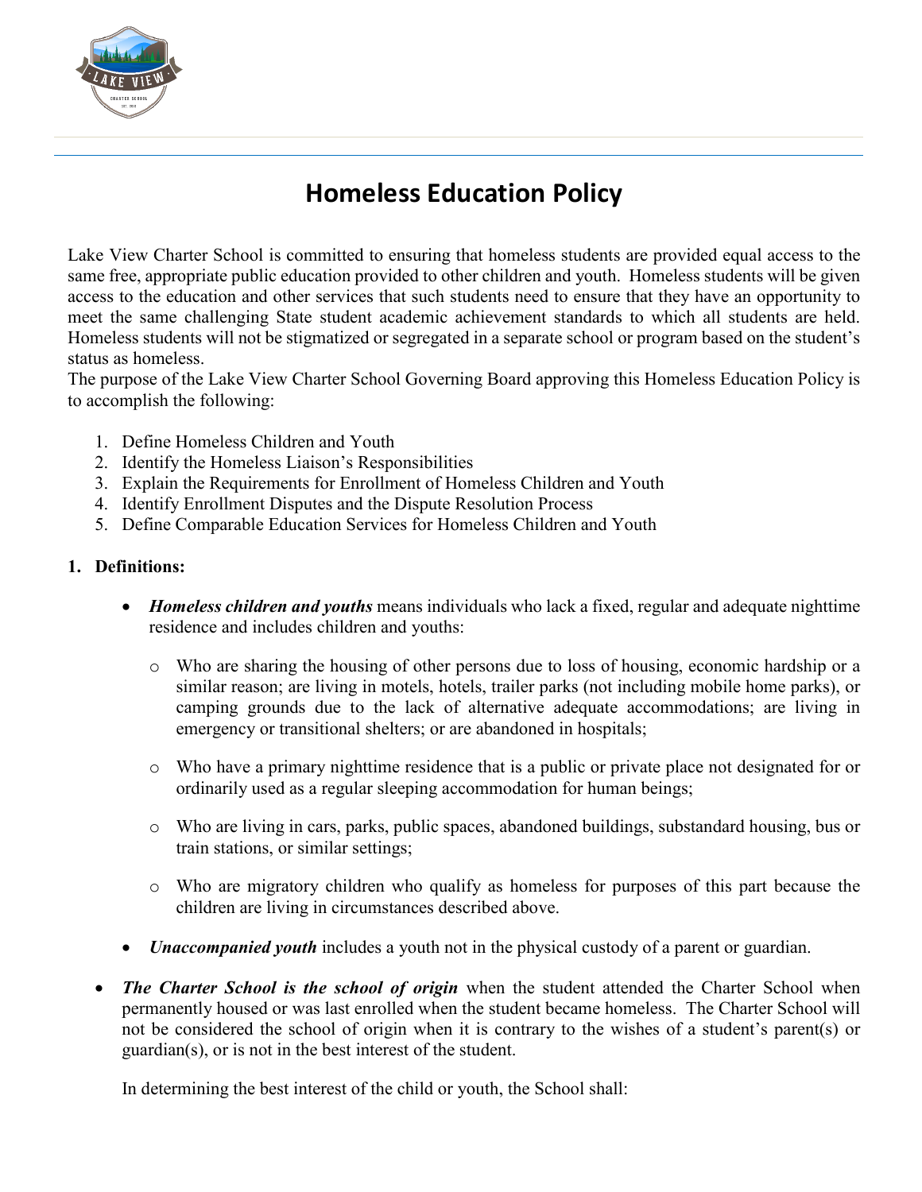# Homeless Education Policy

Lake View Charter School is committed to ensuring that homeless students are provided equal access to the same free, appropriate public education provided to other children and youth. Homeless students will be given access to the education and other services that such students need to ensure that they have an opportunity to meet the same challenging State student academic achievement standards to which all students are held. Homeless students will not be stigmatized or segregated in a separate school or program based on the student's status as homeless.

The purpose of the Lake View Charter School Governing Board approving this Homeless Education Policy is to accomplish the following:

1. Define Homeless Children and Youth
2. Identify the Homeless Liaison's Responsibilities
3. Explain the Requirements for Enrollment of Homeless Children and Youth
4. Identify Enrollment Disputes and the Dispute Resolution Process
5. Define Comparable Education Services for Homeless Children and Youth

**1. Definitions:**

- ***Homeless children and youths*** means individuals who lack a fixed, regular and adequate nighttime residence and includes children and youths:
  - Who are sharing the housing of other persons due to loss of housing, economic hardship or a similar reason; are living in motels, hotels, trailer parks (not including mobile home parks), or camping grounds due to the lack of alternative adequate accommodations; are living in emergency or transitional shelters; or are abandoned in hospitals;
  - Who have a primary nighttime residence that is a public or private place not designated for or ordinarily used as a regular sleeping accommodation for human beings;
  - Who are living in cars, parks, public spaces, abandoned buildings, substandard housing, bus or train stations, or similar settings;
  - Who are migratory children who qualify as homeless for purposes of this part because the children are living in circumstances described above.
- ***Unaccompanied youth*** includes a youth not in the physical custody of a parent or guardian.

- ***The Charter School is the school of origin*** when the student attended the Charter School when permanently housed or was last enrolled when the student became homeless. The Charter School will not be considered the school of origin when it is contrary to the wishes of a student's parent(s) or guardian(s), or is not in the best interest of the student.

  In determining the best interest of the child or youth, the School shall: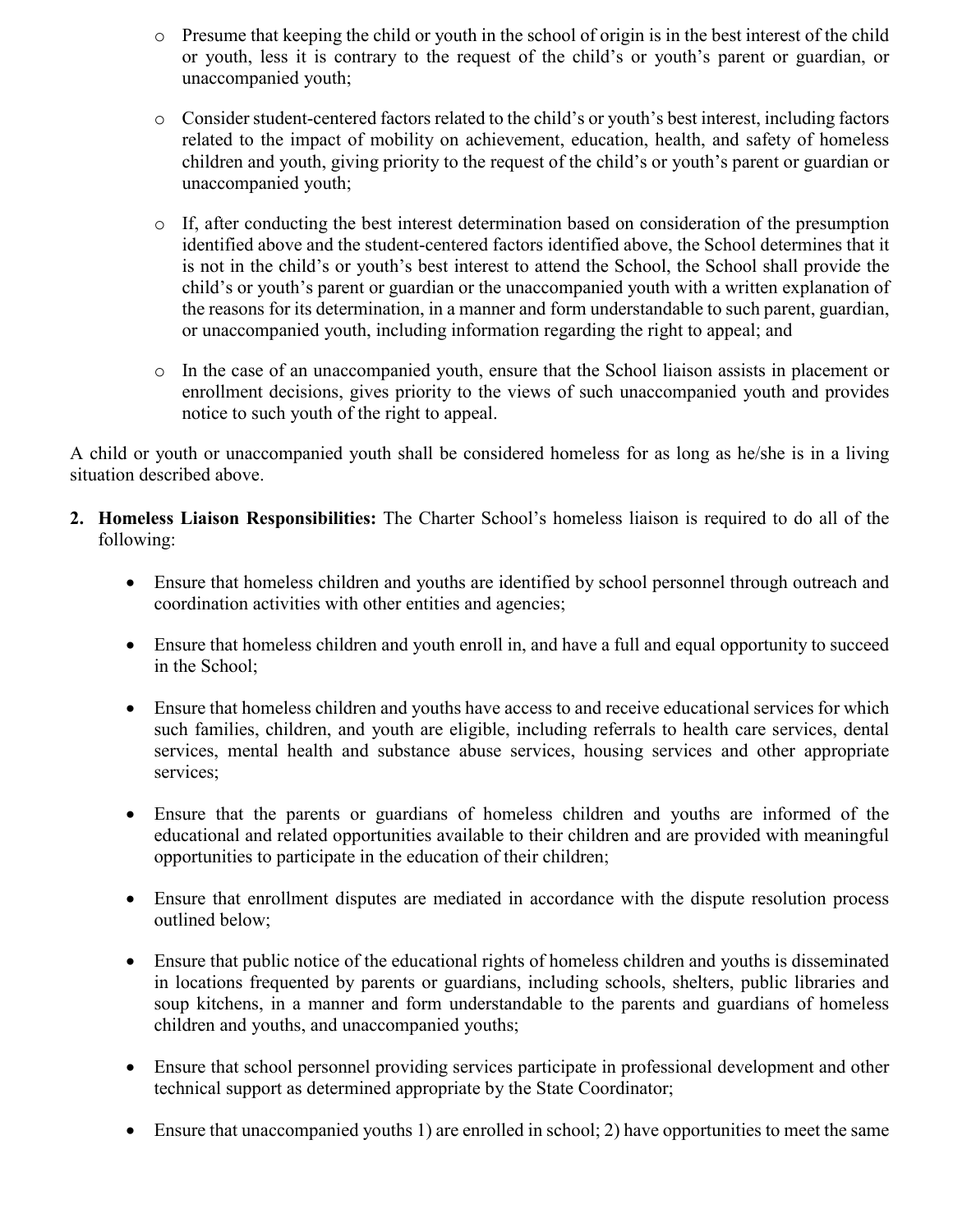- Presume that keeping the child or youth in the school of origin is in the best interest of the child or youth, less it is contrary to the request of the child's or youth's parent or guardian, or unaccompanied youth;

- Consider student-centered factors related to the child's or youth's best interest, including factors related to the impact of mobility on achievement, education, health, and safety of homeless children and youth, giving priority to the request of the child's or youth's parent or guardian or unaccompanied youth;

- If, after conducting the best interest determination based on consideration of the presumption identified above and the student-centered factors identified above, the School determines that it is not in the child's or youth's best interest to attend the School, the School shall provide the child's or youth's parent or guardian or the unaccompanied youth with a written explanation of the reasons for its determination, in a manner and form understandable to such parent, guardian, or unaccompanied youth, including information regarding the right to appeal; and

- In the case of an unaccompanied youth, ensure that the School liaison assists in placement or enrollment decisions, gives priority to the views of such unaccompanied youth and provides notice to such youth of the right to appeal.

A child or youth or unaccompanied youth shall be considered homeless for as long as he/she is in a living situation described above.

2. **Homeless Liaison Responsibilities:** The Charter School's homeless liaison is required to do all of the following:

   - Ensure that homeless children and youths are identified by school personnel through outreach and coordination activities with other entities and agencies;

   - Ensure that homeless children and youth enroll in, and have a full and equal opportunity to succeed in the School;

   - Ensure that homeless children and youths have access to and receive educational services for which such families, children, and youth are eligible, including referrals to health care services, dental services, mental health and substance abuse services, housing services and other appropriate services;

   - Ensure that the parents or guardians of homeless children and youths are informed of the educational and related opportunities available to their children and are provided with meaningful opportunities to participate in the education of their children;

   - Ensure that enrollment disputes are mediated in accordance with the dispute resolution process outlined below;

   - Ensure that public notice of the educational rights of homeless children and youths is disseminated in locations frequented by parents or guardians, including schools, shelters, public libraries and soup kitchens, in a manner and form understandable to the parents and guardians of homeless children and youths, and unaccompanied youths;

   - Ensure that school personnel providing services participate in professional development and other technical support as determined appropriate by the State Coordinator;

   - Ensure that unaccompanied youths 1) are enrolled in school; 2) have opportunities to meet the same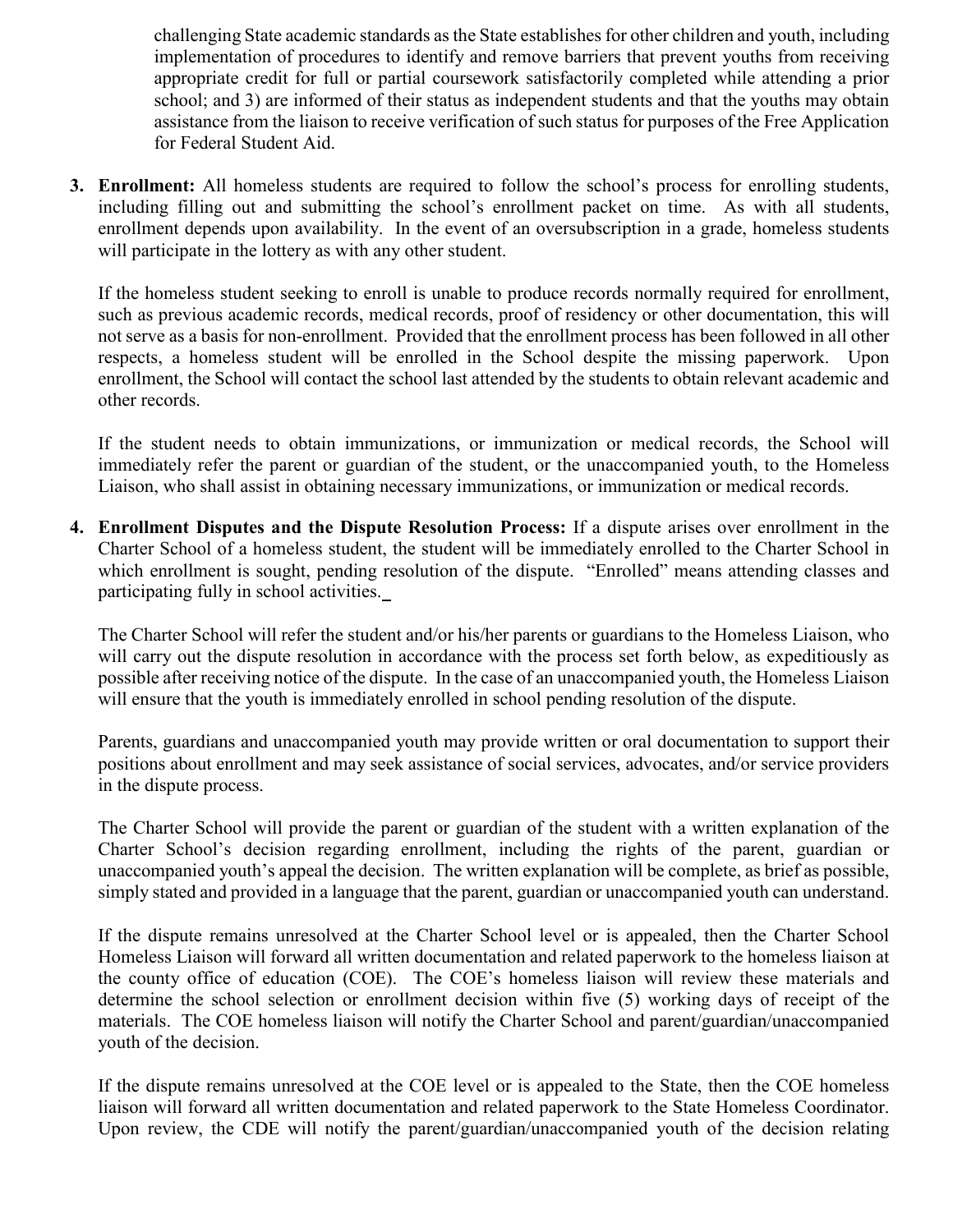challenging State academic standards as the State establishes for other children and youth, including implementation of procedures to identify and remove barriers that prevent youths from receiving appropriate credit for full or partial coursework satisfactorily completed while attending a prior school; and 3) are informed of their status as independent students and that the youths may obtain assistance from the liaison to receive verification of such status for purposes of the Free Application for Federal Student Aid.

3. **Enrollment:** All homeless students are required to follow the school's process for enrolling students, including filling out and submitting the school's enrollment packet on time. As with all students, enrollment depends upon availability. In the event of an oversubscription in a grade, homeless students will participate in the lottery as with any other student.

   If the homeless student seeking to enroll is unable to produce records normally required for enrollment, such as previous academic records, medical records, proof of residency or other documentation, this will not serve as a basis for non-enrollment. Provided that the enrollment process has been followed in all other respects, a homeless student will be enrolled in the School despite the missing paperwork. Upon enrollment, the School will contact the school last attended by the students to obtain relevant academic and other records.

   If the student needs to obtain immunizations, or immunization or medical records, the School will immediately refer the parent or guardian of the student, or the unaccompanied youth, to the Homeless Liaison, who shall assist in obtaining necessary immunizations, or immunization or medical records.

4. **Enrollment Disputes and the Dispute Resolution Process:** If a dispute arises over enrollment in the Charter School of a homeless student, the student will be immediately enrolled to the Charter School in which enrollment is sought, pending resolution of the dispute. "Enrolled" means attending classes and participating fully in school activities.

   The Charter School will refer the student and/or his/her parents or guardians to the Homeless Liaison, who will carry out the dispute resolution in accordance with the process set forth below, as expeditiously as possible after receiving notice of the dispute. In the case of an unaccompanied youth, the Homeless Liaison will ensure that the youth is immediately enrolled in school pending resolution of the dispute.

   Parents, guardians and unaccompanied youth may provide written or oral documentation to support their positions about enrollment and may seek assistance of social services, advocates, and/or service providers in the dispute process.

   The Charter School will provide the parent or guardian of the student with a written explanation of the Charter School's decision regarding enrollment, including the rights of the parent, guardian or unaccompanied youth's appeal the decision. The written explanation will be complete, as brief as possible, simply stated and provided in a language that the parent, guardian or unaccompanied youth can understand.

   If the dispute remains unresolved at the Charter School level or is appealed, then the Charter School Homeless Liaison will forward all written documentation and related paperwork to the homeless liaison at the county office of education (COE). The COE's homeless liaison will review these materials and determine the school selection or enrollment decision within five (5) working days of receipt of the materials. The COE homeless liaison will notify the Charter School and parent/guardian/unaccompanied youth of the decision.

   If the dispute remains unresolved at the COE level or is appealed to the State, then the COE homeless liaison will forward all written documentation and related paperwork to the State Homeless Coordinator. Upon review, the CDE will notify the parent/guardian/unaccompanied youth of the decision relating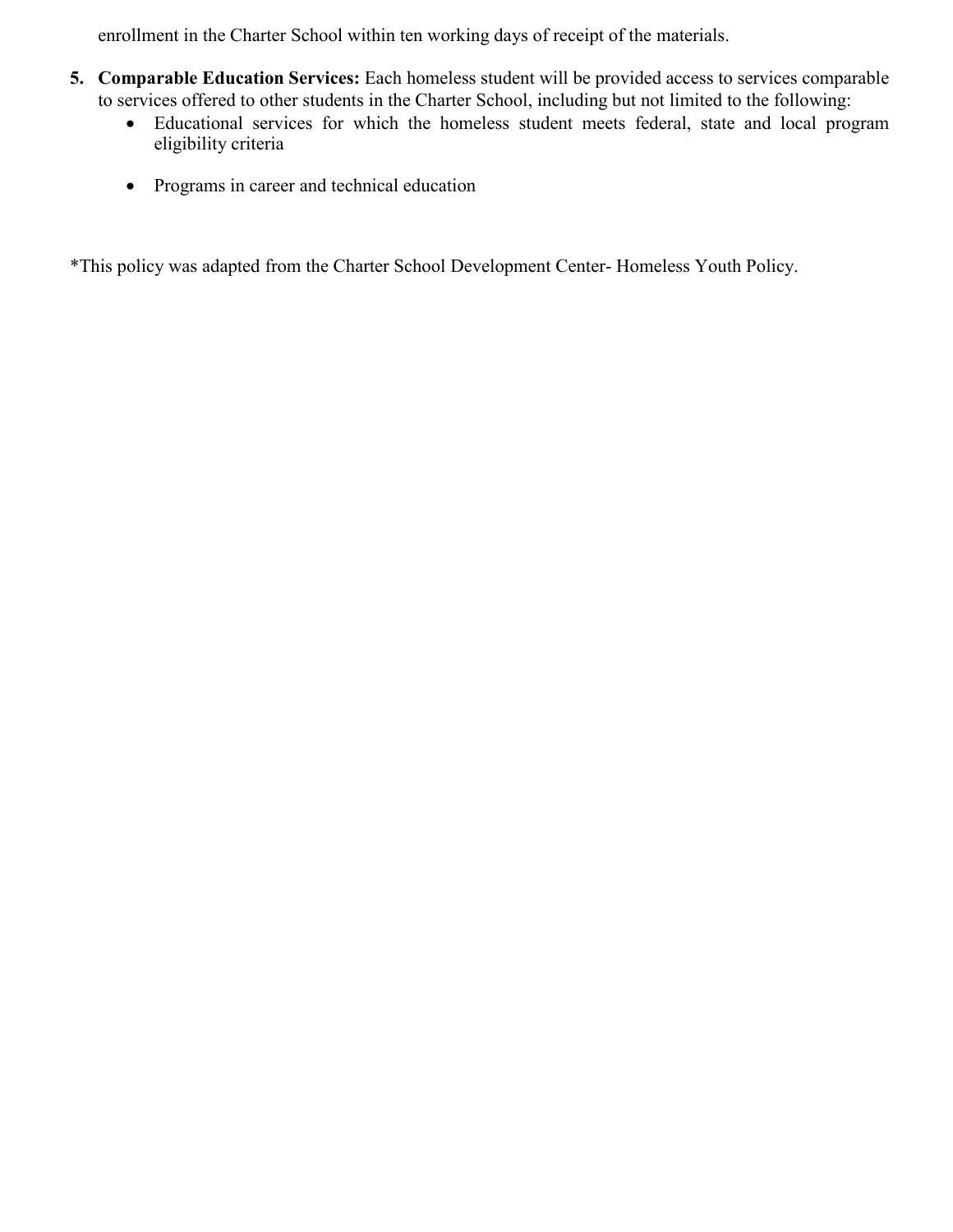enrollment in the Charter School within ten working days of receipt of the materials.

5. **Comparable Education Services:** Each homeless student will be provided access to services comparable to services offered to other students in the Charter School, including but not limited to the following:
   - Educational services for which the homeless student meets federal, state and local program eligibility criteria
   - Programs in career and technical education

*This policy was adapted from the Charter School Development Center- Homeless Youth Policy.